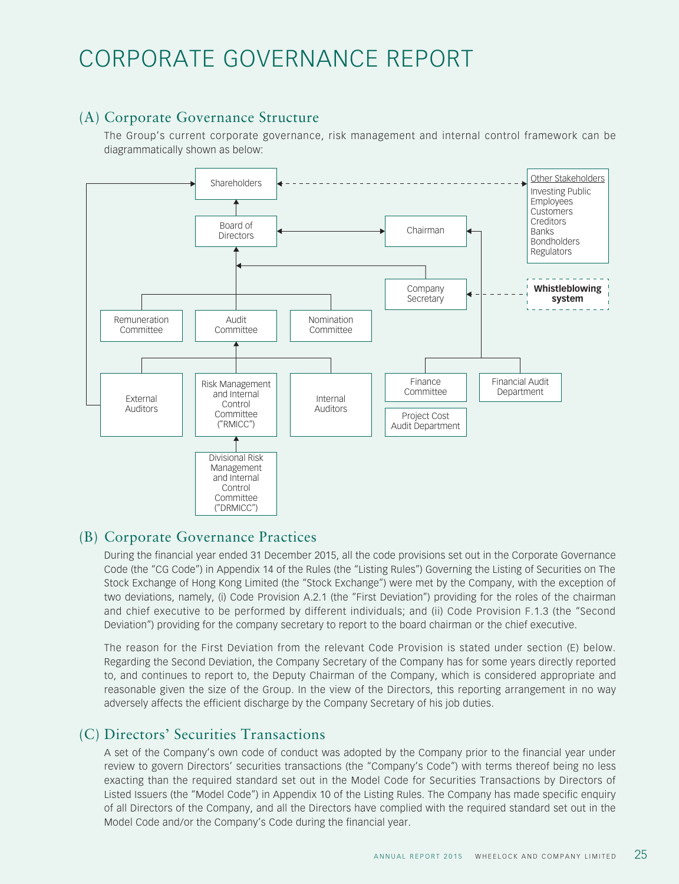# CORPORATE GOVERNANCE REPORT

## (A) Corporate Governance Structure

The Group's current corporate governance, risk management and internal control framework can be diagrammatically shown as below:

Shareholders

Board of Directors

Chairman

Other Stakeholders
- Investing Public
- Employees
- Customers
- Creditors
- Banks
- Bondholders
- Regulators

Company Secretary

**Whistleblowing system**

Remuneration Committee

Audit Committee

Nomination Committee

External Auditors

Risk Management and Internal Control Committee ("RMICC")

Internal Auditors

Finance Committee

Financial Audit Department

Project Cost Audit Department

Divisional Risk Management and Internal Control Committee ("DRMICC")

## (B) Corporate Governance Practices

During the financial year ended 31 December 2015, all the code provisions set out in the Corporate Governance Code (the "CG Code") in Appendix 14 of the Rules (the "Listing Rules") Governing the Listing of Securities on The Stock Exchange of Hong Kong Limited (the "Stock Exchange") were met by the Company, with the exception of two deviations, namely, (i) Code Provision A.2.1 (the "First Deviation") providing for the roles of the chairman and chief executive to be performed by different individuals; and (ii) Code Provision F.1.3 (the "Second Deviation") providing for the company secretary to report to the board chairman or the chief executive.

The reason for the First Deviation from the relevant Code Provision is stated under section (E) below. Regarding the Second Deviation, the Company Secretary of the Company has for some years directly reported to, and continues to report to, the Deputy Chairman of the Company, which is considered appropriate and reasonable given the size of the Group. In the view of the Directors, this reporting arrangement in no way adversely affects the efficient discharge by the Company Secretary of his job duties.

## (C) Directors' Securities Transactions

A set of the Company's own code of conduct was adopted by the Company prior to the financial year under review to govern Directors' securities transactions (the "Company's Code") with terms thereof being no less exacting than the required standard set out in the Model Code for Securities Transactions by Directors of Listed Issuers (the "Model Code") in Appendix 10 of the Listing Rules. The Company has made specific enquiry of all Directors of the Company, and all the Directors have complied with the required standard set out in the Model Code and/or the Company's Code during the financial year.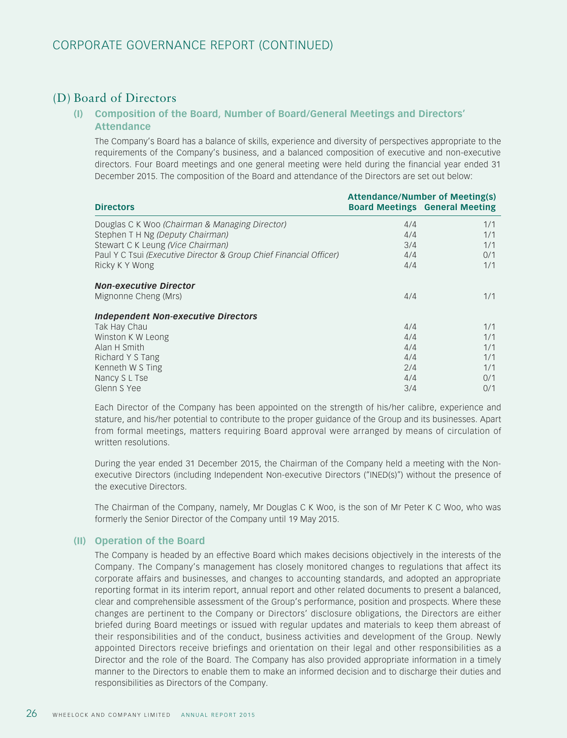# CORPORATE GOVERNANCE REPORT (CONTINUED)

## (D) Board of Directors

### (I) Composition of the Board, Number of Board/General Meetings and Directors' Attendance

The Company's Board has a balance of skills, experience and diversity of perspectives appropriate to the requirements of the Company's business, and a balanced composition of executive and non-executive directors. Four Board meetings and one general meeting were held during the financial year ended 31 December 2015. The composition of the Board and attendance of the Directors are set out below:

| Directors | Attendance/Number of Meeting(s) | |
|---|---|---|
| | Board Meetings | General Meeting |
| Douglas C K Woo *(Chairman & Managing Director)* | 4/4 | 1/1 |
| Stephen T H Ng *(Deputy Chairman)* | 4/4 | 1/1 |
| Stewart C K Leung *(Vice Chairman)* | 3/4 | 1/1 |
| Paul Y C Tsui *(Executive Director & Group Chief Financial Officer)* | 4/4 | 0/1 |
| Ricky K Y Wong | 4/4 | 1/1 |
| ***Non-executive Director*** | | |
| Mignonne Cheng (Mrs) | 4/4 | 1/1 |
| ***Independent Non-executive Directors*** | | |
| Tak Hay Chau | 4/4 | 1/1 |
| Winston K W Leong | 4/4 | 1/1 |
| Alan H Smith | 4/4 | 1/1 |
| Richard Y S Tang | 4/4 | 1/1 |
| Kenneth W S Ting | 2/4 | 1/1 |
| Nancy S L Tse | 4/4 | 0/1 |
| Glenn S Yee | 3/4 | 0/1 |

Each Director of the Company has been appointed on the strength of his/her calibre, experience and stature, and his/her potential to contribute to the proper guidance of the Group and its businesses. Apart from formal meetings, matters requiring Board approval were arranged by means of circulation of written resolutions.

During the year ended 31 December 2015, the Chairman of the Company held a meeting with the Non-executive Directors (including Independent Non-executive Directors ("INED(s)") without the presence of the executive Directors.

The Chairman of the Company, namely, Mr Douglas C K Woo, is the son of Mr Peter K C Woo, who was formerly the Senior Director of the Company until 19 May 2015.

### (II) Operation of the Board

The Company is headed by an effective Board which makes decisions objectively in the interests of the Company. The Company's management has closely monitored changes to regulations that affect its corporate affairs and businesses, and changes to accounting standards, and adopted an appropriate reporting format in its interim report, annual report and other related documents to present a balanced, clear and comprehensible assessment of the Group's performance, position and prospects. Where these changes are pertinent to the Company or Directors' disclosure obligations, the Directors are either briefed during Board meetings or issued with regular updates and materials to keep them abreast of their responsibilities and of the conduct, business activities and development of the Group. Newly appointed Directors receive briefings and orientation on their legal and other responsibilities as a Director and the role of the Board. The Company has also provided appropriate information in a timely manner to the Directors to enable them to make an informed decision and to discharge their duties and responsibilities as Directors of the Company.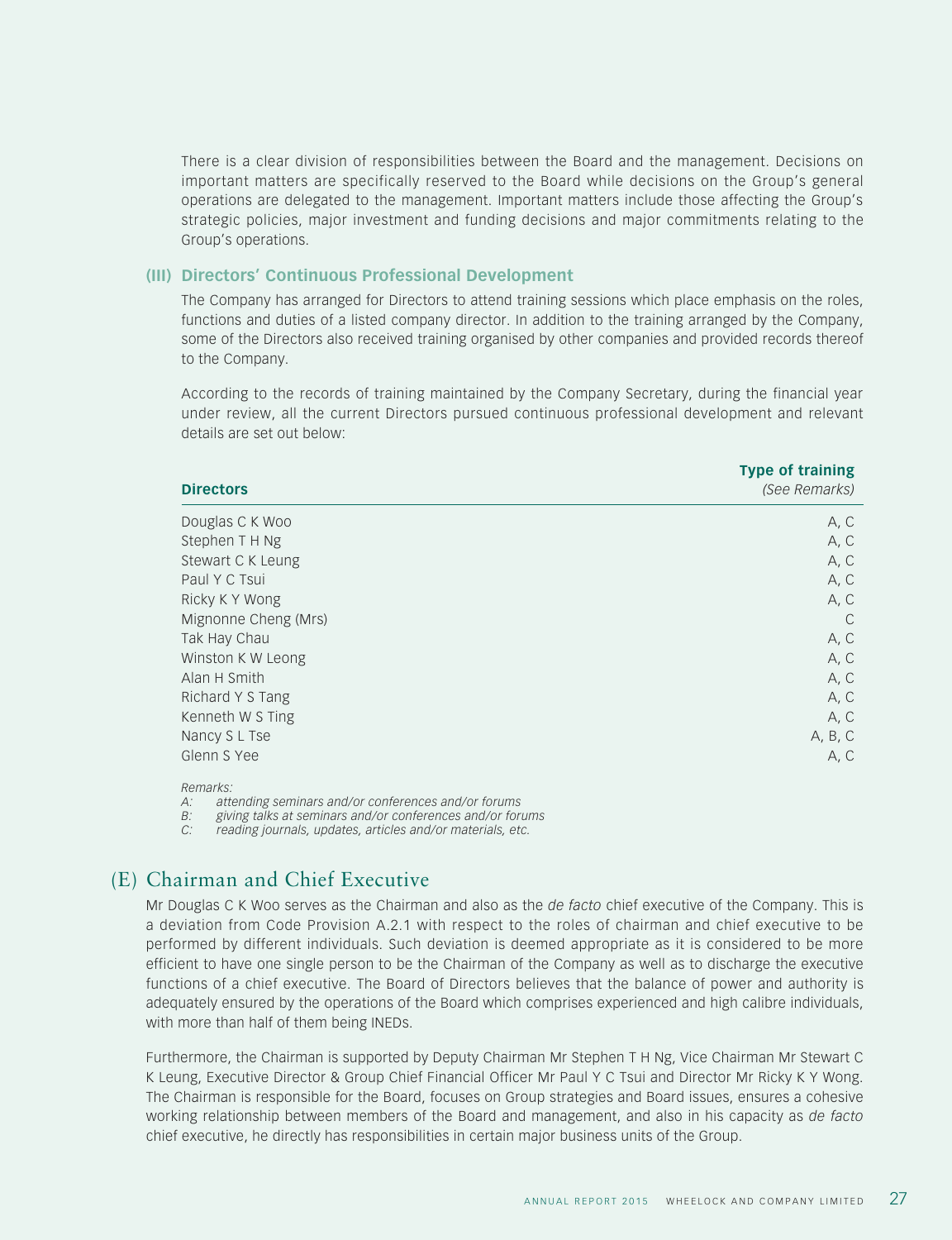There is a clear division of responsibilities between the Board and the management. Decisions on important matters are specifically reserved to the Board while decisions on the Group's general operations are delegated to the management. Important matters include those affecting the Group's strategic policies, major investment and funding decisions and major commitments relating to the Group's operations.

### (III) Directors' Continuous Professional Development

The Company has arranged for Directors to attend training sessions which place emphasis on the roles, functions and duties of a listed company director. In addition to the training arranged by the Company, some of the Directors also received training organised by other companies and provided records thereof to the Company.

According to the records of training maintained by the Company Secretary, during the financial year under review, all the current Directors pursued continuous professional development and relevant details are set out below:

| Directors | Type of training *(See Remarks)* |
|---|---|
| Douglas C K Woo | A, C |
| Stephen T H Ng | A, C |
| Stewart C K Leung | A, C |
| Paul Y C Tsui | A, C |
| Ricky K Y Wong | A, C |
| Mignonne Cheng (Mrs) | C |
| Tak Hay Chau | A, C |
| Winston K W Leong | A, C |
| Alan H Smith | A, C |
| Richard Y S Tang | A, C |
| Kenneth W S Ting | A, C |
| Nancy S L Tse | A, B, C |
| Glenn S Yee | A, C |

*Remarks:*
*A: attending seminars and/or conferences and/or forums*
*B: giving talks at seminars and/or conferences and/or forums*
*C: reading journals, updates, articles and/or materials, etc.*

## (E) Chairman and Chief Executive

Mr Douglas C K Woo serves as the Chairman and also as the *de facto* chief executive of the Company. This is a deviation from Code Provision A.2.1 with respect to the roles of chairman and chief executive to be performed by different individuals. Such deviation is deemed appropriate as it is considered to be more efficient to have one single person to be the Chairman of the Company as well as to discharge the executive functions of a chief executive. The Board of Directors believes that the balance of power and authority is adequately ensured by the operations of the Board which comprises experienced and high calibre individuals, with more than half of them being INEDs.

Furthermore, the Chairman is supported by Deputy Chairman Mr Stephen T H Ng, Vice Chairman Mr Stewart C K Leung, Executive Director & Group Chief Financial Officer Mr Paul Y C Tsui and Director Mr Ricky K Y Wong. The Chairman is responsible for the Board, focuses on Group strategies and Board issues, ensures a cohesive working relationship between members of the Board and management, and also in his capacity as *de facto* chief executive, he directly has responsibilities in certain major business units of the Group.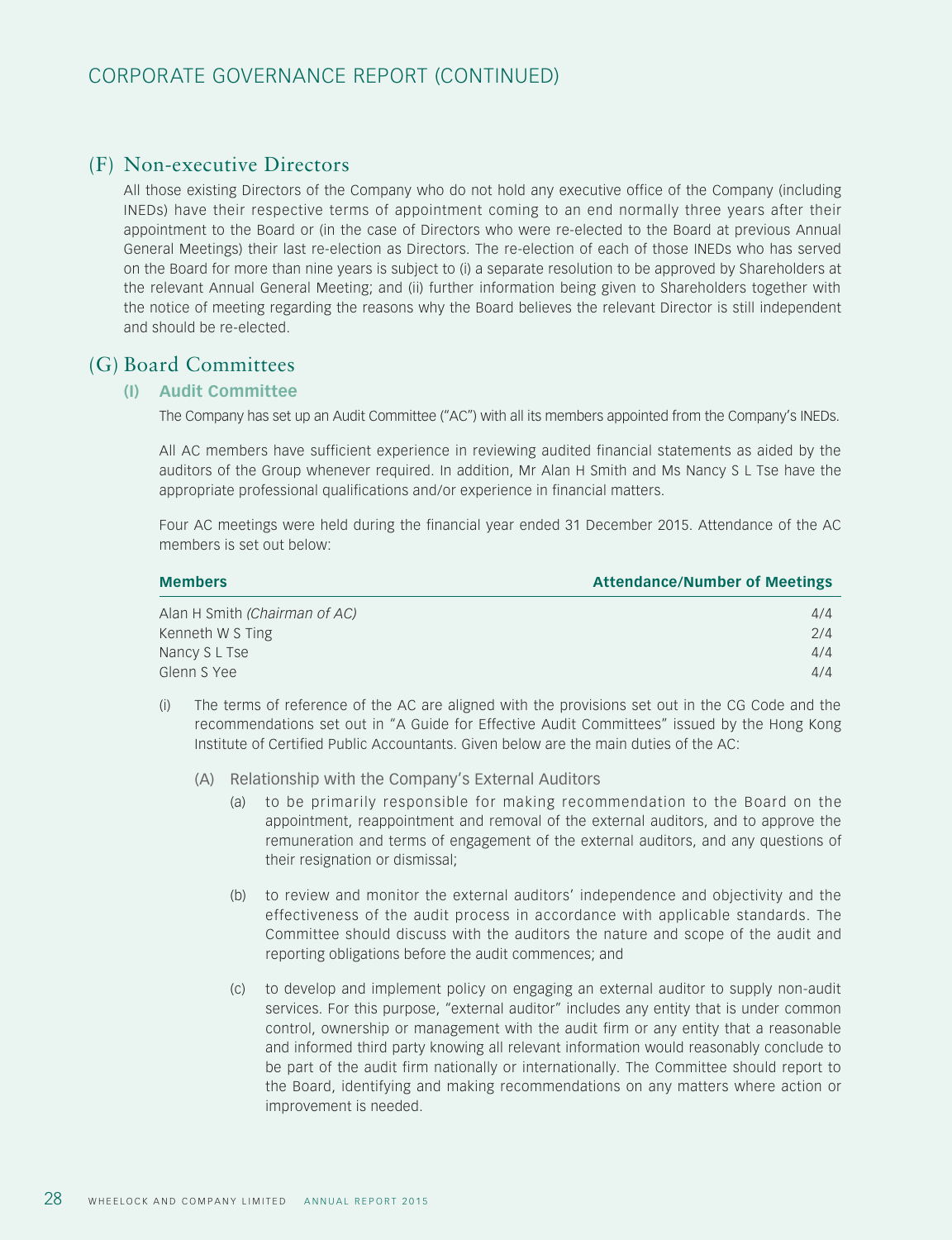## (F) Non-executive Directors

All those existing Directors of the Company who do not hold any executive office of the Company (including INEDs) have their respective terms of appointment coming to an end normally three years after their appointment to the Board or (in the case of Directors who were re-elected to the Board at previous Annual General Meetings) their last re-election as Directors. The re-election of each of those INEDs who has served on the Board for more than nine years is subject to (i) a separate resolution to be approved by Shareholders at the relevant Annual General Meeting; and (ii) further information being given to Shareholders together with the notice of meeting regarding the reasons why the Board believes the relevant Director is still independent and should be re-elected.

## (G) Board Committees

### (I) Audit Committee

The Company has set up an Audit Committee ("AC") with all its members appointed from the Company's INEDs.

All AC members have sufficient experience in reviewing audited financial statements as aided by the auditors of the Group whenever required. In addition, Mr Alan H Smith and Ms Nancy S L Tse have the appropriate professional qualifications and/or experience in financial matters.

Four AC meetings were held during the financial year ended 31 December 2015. Attendance of the AC members is set out below:

| Members | Attendance/Number of Meetings |
|---|---|
| Alan H Smith *(Chairman of AC)* | 4/4 |
| Kenneth W S Ting | 2/4 |
| Nancy S L Tse | 4/4 |
| Glenn S Yee | 4/4 |

(i) The terms of reference of the AC are aligned with the provisions set out in the CG Code and the recommendations set out in "A Guide for Effective Audit Committees" issued by the Hong Kong Institute of Certified Public Accountants. Given below are the main duties of the AC:

(A) Relationship with the Company's External Auditors

(a) to be primarily responsible for making recommendation to the Board on the appointment, reappointment and removal of the external auditors, and to approve the remuneration and terms of engagement of the external auditors, and any questions of their resignation or dismissal;

(b) to review and monitor the external auditors' independence and objectivity and the effectiveness of the audit process in accordance with applicable standards. The Committee should discuss with the auditors the nature and scope of the audit and reporting obligations before the audit commences; and

(c) to develop and implement policy on engaging an external auditor to supply non-audit services. For this purpose, "external auditor" includes any entity that is under common control, ownership or management with the audit firm or any entity that a reasonable and informed third party knowing all relevant information would reasonably conclude to be part of the audit firm nationally or internationally. The Committee should report to the Board, identifying and making recommendations on any matters where action or improvement is needed.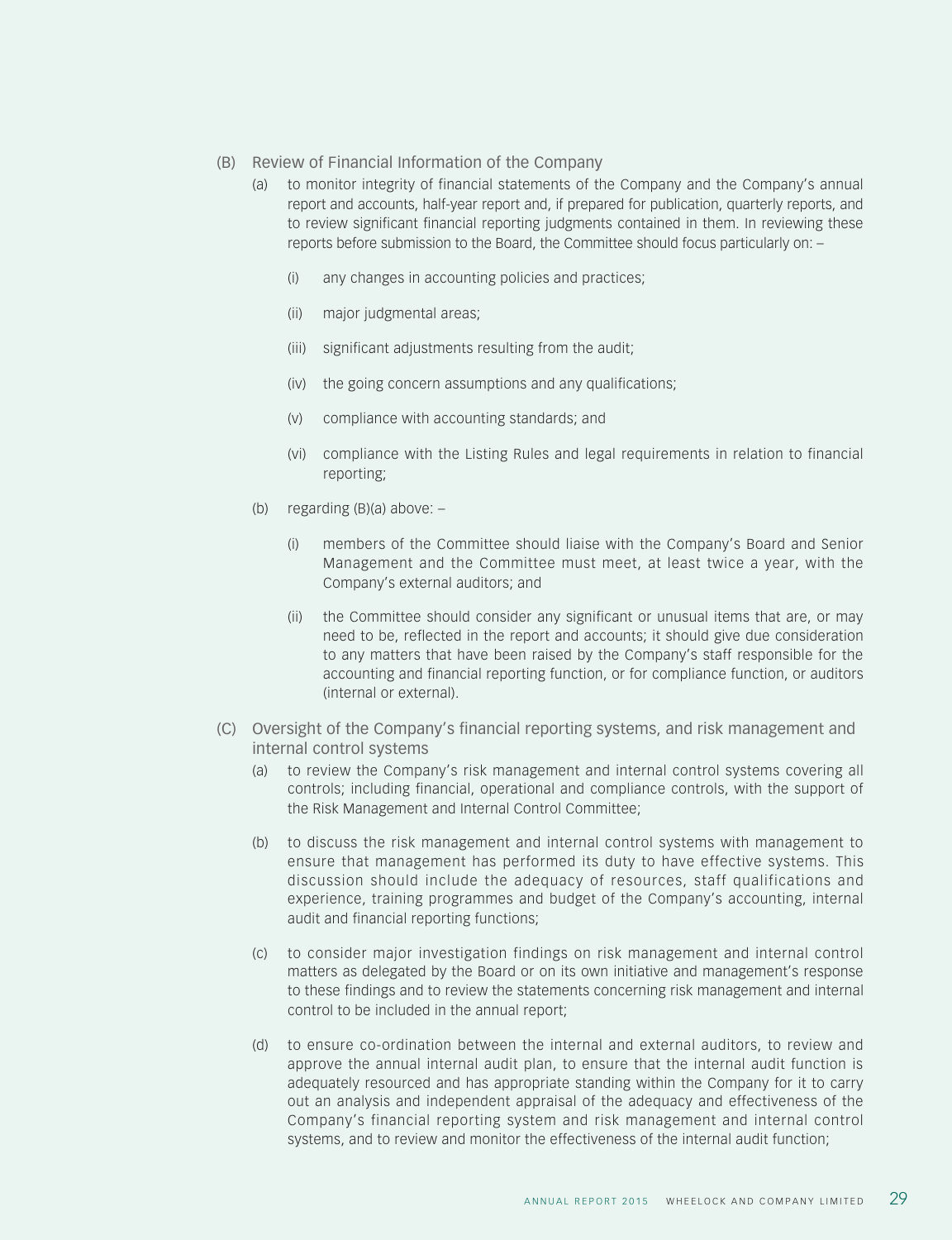(B) Review of Financial Information of the Company

(a) to monitor integrity of financial statements of the Company and the Company's annual report and accounts, half-year report and, if prepared for publication, quarterly reports, and to review significant financial reporting judgments contained in them. In reviewing these reports before submission to the Board, the Committee should focus particularly on: –

(i) any changes in accounting policies and practices;

(ii) major judgmental areas;

(iii) significant adjustments resulting from the audit;

(iv) the going concern assumptions and any qualifications;

(v) compliance with accounting standards; and

(vi) compliance with the Listing Rules and legal requirements in relation to financial reporting;

(b) regarding (B)(a) above: –

(i) members of the Committee should liaise with the Company's Board and Senior Management and the Committee must meet, at least twice a year, with the Company's external auditors; and

(ii) the Committee should consider any significant or unusual items that are, or may need to be, reflected in the report and accounts; it should give due consideration to any matters that have been raised by the Company's staff responsible for the accounting and financial reporting function, or for compliance function, or auditors (internal or external).

(C) Oversight of the Company's financial reporting systems, and risk management and internal control systems

(a) to review the Company's risk management and internal control systems covering all controls; including financial, operational and compliance controls, with the support of the Risk Management and Internal Control Committee;

(b) to discuss the risk management and internal control systems with management to ensure that management has performed its duty to have effective systems. This discussion should include the adequacy of resources, staff qualifications and experience, training programmes and budget of the Company's accounting, internal audit and financial reporting functions;

(c) to consider major investigation findings on risk management and internal control matters as delegated by the Board or on its own initiative and management's response to these findings and to review the statements concerning risk management and internal control to be included in the annual report;

(d) to ensure co-ordination between the internal and external auditors, to review and approve the annual internal audit plan, to ensure that the internal audit function is adequately resourced and has appropriate standing within the Company for it to carry out an analysis and independent appraisal of the adequacy and effectiveness of the Company's financial reporting system and risk management and internal control systems, and to review and monitor the effectiveness of the internal audit function;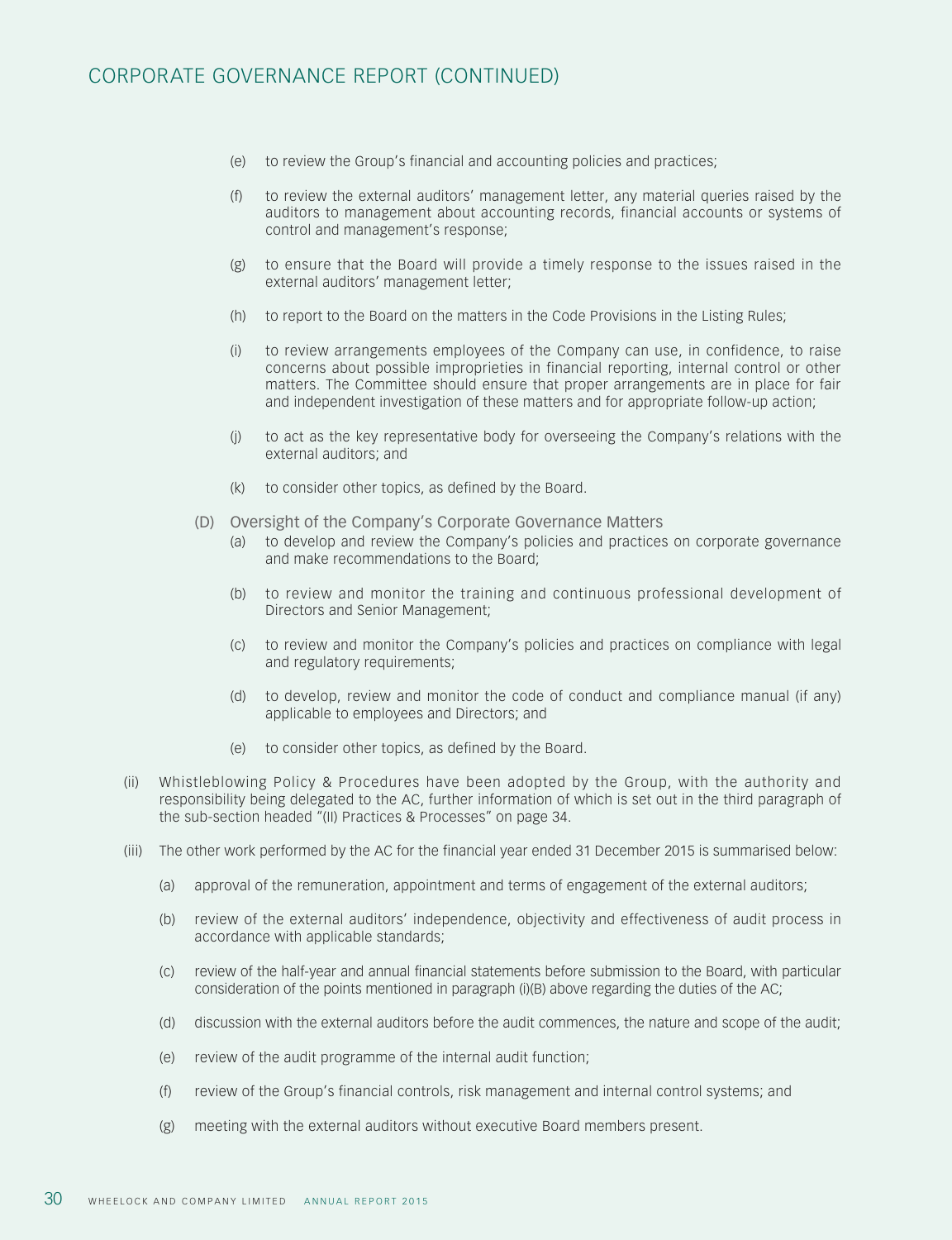(e) to review the Group's financial and accounting policies and practices;

(f) to review the external auditors' management letter, any material queries raised by the auditors to management about accounting records, financial accounts or systems of control and management's response;

(g) to ensure that the Board will provide a timely response to the issues raised in the external auditors' management letter;

(h) to report to the Board on the matters in the Code Provisions in the Listing Rules;

(i) to review arrangements employees of the Company can use, in confidence, to raise concerns about possible improprieties in financial reporting, internal control or other matters. The Committee should ensure that proper arrangements are in place for fair and independent investigation of these matters and for appropriate follow-up action;

(j) to act as the key representative body for overseeing the Company's relations with the external auditors; and

(k) to consider other topics, as defined by the Board.

(D) Oversight of the Company's Corporate Governance Matters

(a) to develop and review the Company's policies and practices on corporate governance and make recommendations to the Board;

(b) to review and monitor the training and continuous professional development of Directors and Senior Management;

(c) to review and monitor the Company's policies and practices on compliance with legal and regulatory requirements;

(d) to develop, review and monitor the code of conduct and compliance manual (if any) applicable to employees and Directors; and

(e) to consider other topics, as defined by the Board.

(ii) Whistleblowing Policy & Procedures have been adopted by the Group, with the authority and responsibility being delegated to the AC, further information of which is set out in the third paragraph of the sub-section headed "(II) Practices & Processes" on page 34.

(iii) The other work performed by the AC for the financial year ended 31 December 2015 is summarised below:

(a) approval of the remuneration, appointment and terms of engagement of the external auditors;

(b) review of the external auditors' independence, objectivity and effectiveness of audit process in accordance with applicable standards;

(c) review of the half-year and annual financial statements before submission to the Board, with particular consideration of the points mentioned in paragraph (i)(B) above regarding the duties of the AC;

(d) discussion with the external auditors before the audit commences, the nature and scope of the audit;

(e) review of the audit programme of the internal audit function;

(f) review of the Group's financial controls, risk management and internal control systems; and

(g) meeting with the external auditors without executive Board members present.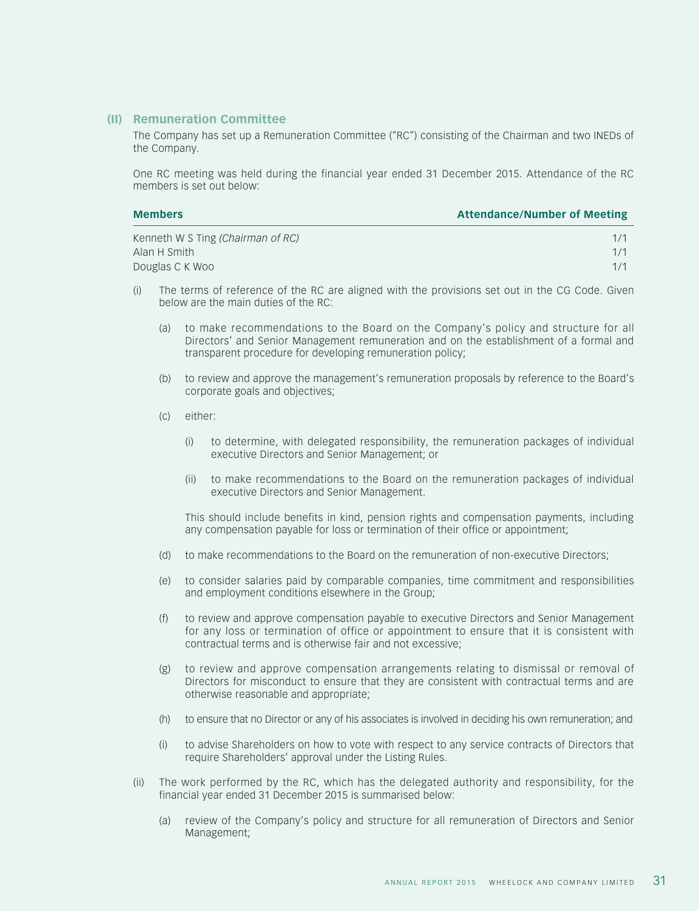## (II) Remuneration Committee

The Company has set up a Remuneration Committee ("RC") consisting of the Chairman and two INEDs of the Company.

One RC meeting was held during the financial year ended 31 December 2015. Attendance of the RC members is set out below:

| Members | Attendance/Number of Meeting |
|---|---|
| Kenneth W S Ting *(Chairman of RC)* | 1/1 |
| Alan H Smith | 1/1 |
| Douglas C K Woo | 1/1 |

(i) The terms of reference of the RC are aligned with the provisions set out in the CG Code. Given below are the main duties of the RC:

   (a) to make recommendations to the Board on the Company's policy and structure for all Directors' and Senior Management remuneration and on the establishment of a formal and transparent procedure for developing remuneration policy;

   (b) to review and approve the management's remuneration proposals by reference to the Board's corporate goals and objectives;

   (c) either:

      (i) to determine, with delegated responsibility, the remuneration packages of individual executive Directors and Senior Management; or

      (ii) to make recommendations to the Board on the remuneration packages of individual executive Directors and Senior Management.

   This should include benefits in kind, pension rights and compensation payments, including any compensation payable for loss or termination of their office or appointment;

   (d) to make recommendations to the Board on the remuneration of non-executive Directors;

   (e) to consider salaries paid by comparable companies, time commitment and responsibilities and employment conditions elsewhere in the Group;

   (f) to review and approve compensation payable to executive Directors and Senior Management for any loss or termination of office or appointment to ensure that it is consistent with contractual terms and is otherwise fair and not excessive;

   (g) to review and approve compensation arrangements relating to dismissal or removal of Directors for misconduct to ensure that they are consistent with contractual terms and are otherwise reasonable and appropriate;

   (h) to ensure that no Director or any of his associates is involved in deciding his own remuneration; and

   (i) to advise Shareholders on how to vote with respect to any service contracts of Directors that require Shareholders' approval under the Listing Rules.

(ii) The work performed by the RC, which has the delegated authority and responsibility, for the financial year ended 31 December 2015 is summarised below:

   (a) review of the Company's policy and structure for all remuneration of Directors and Senior Management;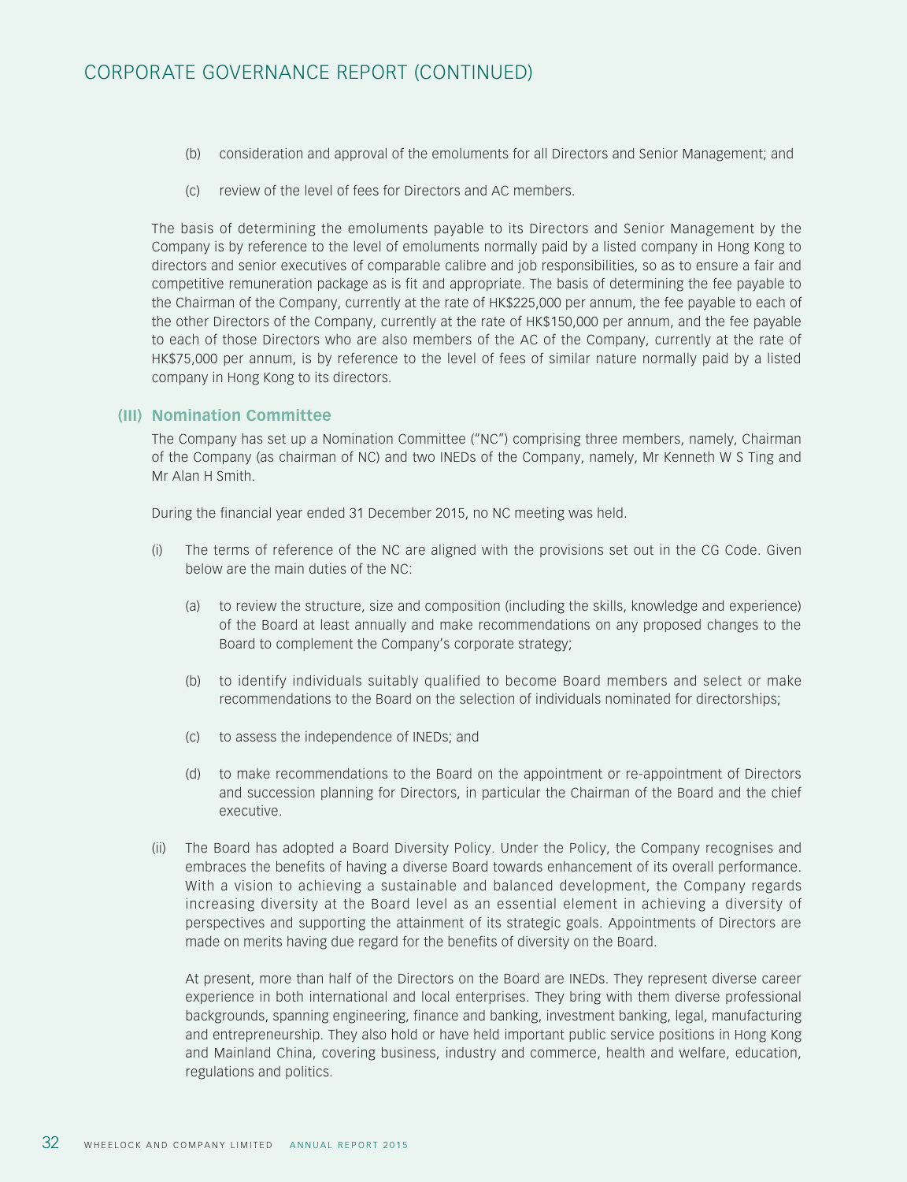(b) consideration and approval of the emoluments for all Directors and Senior Management; and

(c) review of the level of fees for Directors and AC members.

The basis of determining the emoluments payable to its Directors and Senior Management by the Company is by reference to the level of emoluments normally paid by a listed company in Hong Kong to directors and senior executives of comparable calibre and job responsibilities, so as to ensure a fair and competitive remuneration package as is fit and appropriate. The basis of determining the fee payable to the Chairman of the Company, currently at the rate of HK$225,000 per annum, the fee payable to each of the other Directors of the Company, currently at the rate of HK$150,000 per annum, and the fee payable to each of those Directors who are also members of the AC of the Company, currently at the rate of HK$75,000 per annum, is by reference to the level of fees of similar nature normally paid by a listed company in Hong Kong to its directors.

## (III) Nomination Committee

The Company has set up a Nomination Committee ("NC") comprising three members, namely, Chairman of the Company (as chairman of NC) and two INEDs of the Company, namely, Mr Kenneth W S Ting and Mr Alan H Smith.

During the financial year ended 31 December 2015, no NC meeting was held.

(i) The terms of reference of the NC are aligned with the provisions set out in the CG Code. Given below are the main duties of the NC:

  (a) to review the structure, size and composition (including the skills, knowledge and experience) of the Board at least annually and make recommendations on any proposed changes to the Board to complement the Company's corporate strategy;

  (b) to identify individuals suitably qualified to become Board members and select or make recommendations to the Board on the selection of individuals nominated for directorships;

  (c) to assess the independence of INEDs; and

  (d) to make recommendations to the Board on the appointment or re-appointment of Directors and succession planning for Directors, in particular the Chairman of the Board and the chief executive.

(ii) The Board has adopted a Board Diversity Policy. Under the Policy, the Company recognises and embraces the benefits of having a diverse Board towards enhancement of its overall performance. With a vision to achieving a sustainable and balanced development, the Company regards increasing diversity at the Board level as an essential element in achieving a diversity of perspectives and supporting the attainment of its strategic goals. Appointments of Directors are made on merits having due regard for the benefits of diversity on the Board.

  At present, more than half of the Directors on the Board are INEDs. They represent diverse career experience in both international and local enterprises. They bring with them diverse professional backgrounds, spanning engineering, finance and banking, investment banking, legal, manufacturing and entrepreneurship. They also hold or have held important public service positions in Hong Kong and Mainland China, covering business, industry and commerce, health and welfare, education, regulations and politics.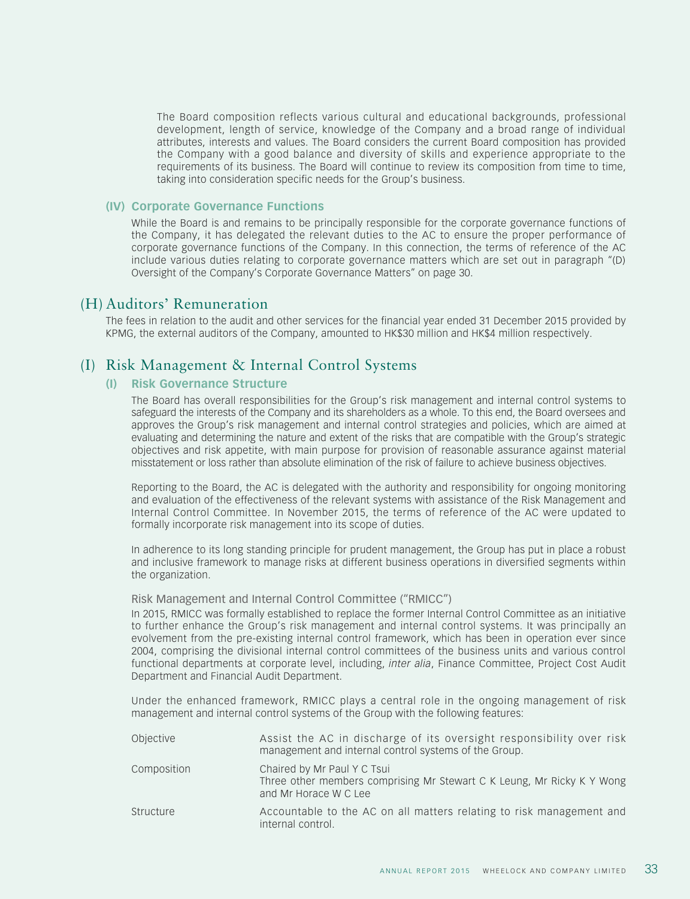The Board composition reflects various cultural and educational backgrounds, professional development, length of service, knowledge of the Company and a broad range of individual attributes, interests and values. The Board considers the current Board composition has provided the Company with a good balance and diversity of skills and experience appropriate to the requirements of its business. The Board will continue to review its composition from time to time, taking into consideration specific needs for the Group's business.

### (IV) Corporate Governance Functions

While the Board is and remains to be principally responsible for the corporate governance functions of the Company, it has delegated the relevant duties to the AC to ensure the proper performance of corporate governance functions of the Company. In this connection, the terms of reference of the AC include various duties relating to corporate governance matters which are set out in paragraph "(D) Oversight of the Company's Corporate Governance Matters" on page 30.

## (H) Auditors' Remuneration

The fees in relation to the audit and other services for the financial year ended 31 December 2015 provided by KPMG, the external auditors of the Company, amounted to HK$30 million and HK$4 million respectively.

## (I) Risk Management & Internal Control Systems

### (I) Risk Governance Structure

The Board has overall responsibilities for the Group's risk management and internal control systems to safeguard the interests of the Company and its shareholders as a whole. To this end, the Board oversees and approves the Group's risk management and internal control strategies and policies, which are aimed at evaluating and determining the nature and extent of the risks that are compatible with the Group's strategic objectives and risk appetite, with main purpose for provision of reasonable assurance against material misstatement or loss rather than absolute elimination of the risk of failure to achieve business objectives.

Reporting to the Board, the AC is delegated with the authority and responsibility for ongoing monitoring and evaluation of the effectiveness of the relevant systems with assistance of the Risk Management and Internal Control Committee. In November 2015, the terms of reference of the AC were updated to formally incorporate risk management into its scope of duties.

In adherence to its long standing principle for prudent management, the Group has put in place a robust and inclusive framework to manage risks at different business operations in diversified segments within the organization.

Risk Management and Internal Control Committee ("RMICC")

In 2015, RMICC was formally established to replace the former Internal Control Committee as an initiative to further enhance the Group's risk management and internal control systems. It was principally an evolvement from the pre-existing internal control framework, which has been in operation ever since 2004, comprising the divisional internal control committees of the business units and various control functional departments at corporate level, including, *inter alia*, Finance Committee, Project Cost Audit Department and Financial Audit Department.

Under the enhanced framework, RMICC plays a central role in the ongoing management of risk management and internal control systems of the Group with the following features:

| | |
|---|---|
| Objective | Assist the AC in discharge of its oversight responsibility over risk management and internal control systems of the Group. |
| Composition | Chaired by Mr Paul Y C Tsui<br>Three other members comprising Mr Stewart C K Leung, Mr Ricky K Y Wong and Mr Horace W C Lee |
| Structure | Accountable to the AC on all matters relating to risk management and internal control. |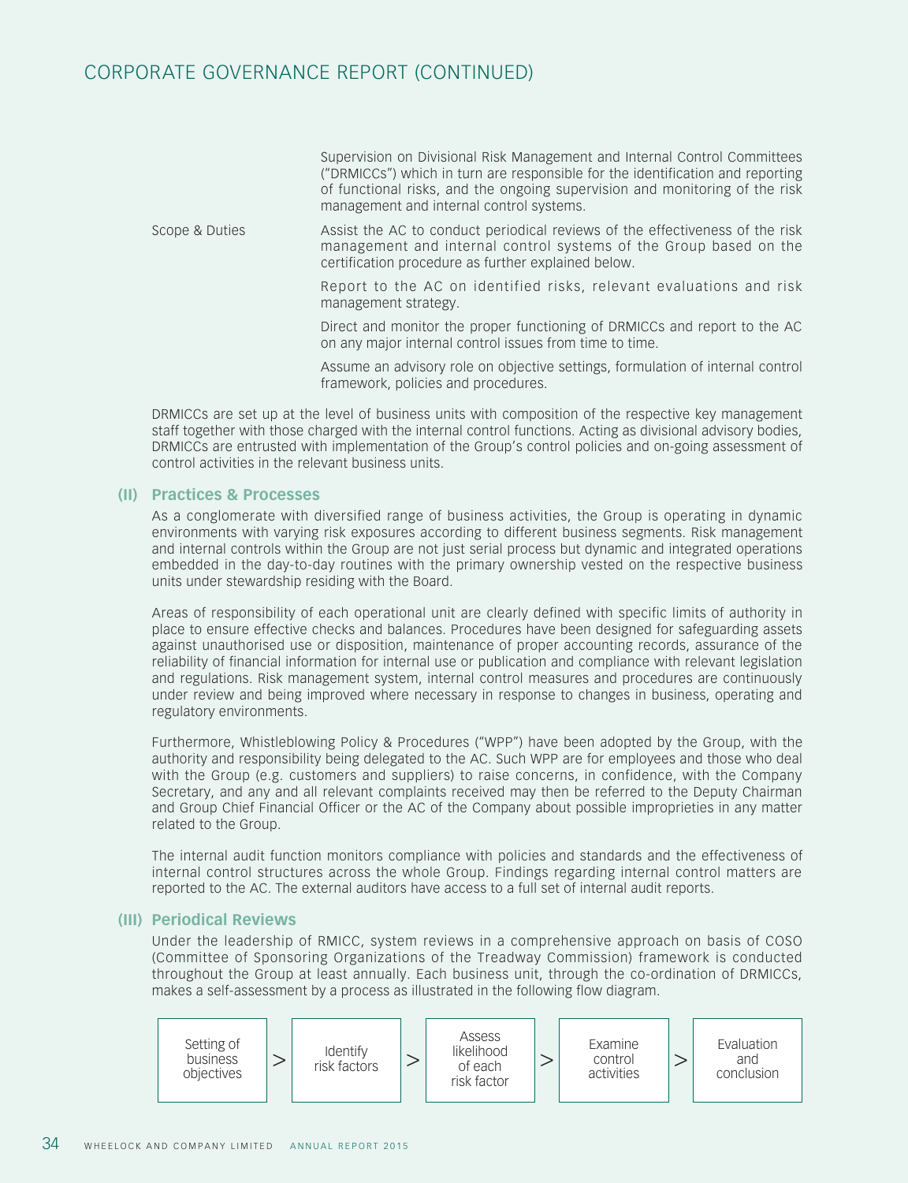|  |  |
|---|---|
|  | Supervision on Divisional Risk Management and Internal Control Committees ("DRMICCs") which in turn are responsible for the identification and reporting of functional risks, and the ongoing supervision and monitoring of the risk management and internal control systems. |
| Scope & Duties | Assist the AC to conduct periodical reviews of the effectiveness of the risk management and internal control systems of the Group based on the certification procedure as further explained below. |
|  | Report to the AC on identified risks, relevant evaluations and risk management strategy. |
|  | Direct and monitor the proper functioning of DRMICCs and report to the AC on any major internal control issues from time to time. |
|  | Assume an advisory role on objective settings, formulation of internal control framework, policies and procedures. |

DRMICCs are set up at the level of business units with composition of the respective key management staff together with those charged with the internal control functions. Acting as divisional advisory bodies, DRMICCs are entrusted with implementation of the Group's control policies and on-going assessment of control activities in the relevant business units.

### (II) Practices & Processes

As a conglomerate with diversified range of business activities, the Group is operating in dynamic environments with varying risk exposures according to different business segments. Risk management and internal controls within the Group are not just serial process but dynamic and integrated operations embedded in the day-to-day routines with the primary ownership vested on the respective business units under stewardship residing with the Board.

Areas of responsibility of each operational unit are clearly defined with specific limits of authority in place to ensure effective checks and balances. Procedures have been designed for safeguarding assets against unauthorised use or disposition, maintenance of proper accounting records, assurance of the reliability of financial information for internal use or publication and compliance with relevant legislation and regulations. Risk management system, internal control measures and procedures are continuously under review and being improved where necessary in response to changes in business, operating and regulatory environments.

Furthermore, Whistleblowing Policy & Procedures ("WPP") have been adopted by the Group, with the authority and responsibility being delegated to the AC. Such WPP are for employees and those who deal with the Group (e.g. customers and suppliers) to raise concerns, in confidence, with the Company Secretary, and any and all relevant complaints received may then be referred to the Deputy Chairman and Group Chief Financial Officer or the AC of the Company about possible improprieties in any matter related to the Group.

The internal audit function monitors compliance with policies and standards and the effectiveness of internal control structures across the whole Group. Findings regarding internal control matters are reported to the AC. The external auditors have access to a full set of internal audit reports.

### (III) Periodical Reviews

Under the leadership of RMICC, system reviews in a comprehensive approach on basis of COSO (Committee of Sponsoring Organizations of the Treadway Commission) framework is conducted throughout the Group at least annually. Each business unit, through the co-ordination of DRMICCs, makes a self-assessment by a process as illustrated in the following flow diagram.

Setting of business objectives > Identify risk factors > Assess likelihood of each risk factor > Examine control activities > Evaluation and conclusion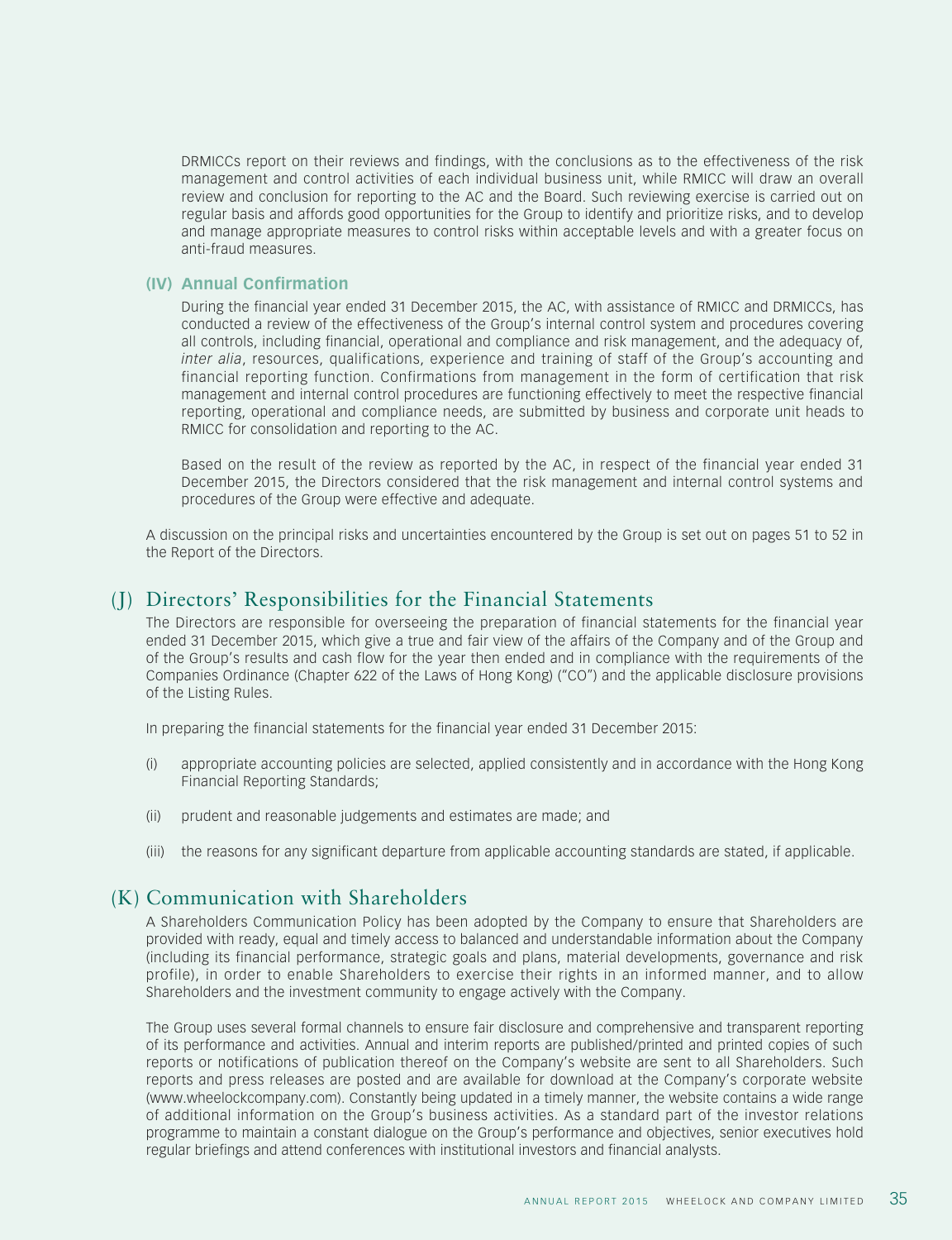DRMICCs report on their reviews and findings, with the conclusions as to the effectiveness of the risk management and control activities of each individual business unit, while RMICC will draw an overall review and conclusion for reporting to the AC and the Board. Such reviewing exercise is carried out on regular basis and affords good opportunities for the Group to identify and prioritize risks, and to develop and manage appropriate measures to control risks within acceptable levels and with a greater focus on anti-fraud measures.

### (IV) Annual Confirmation

During the financial year ended 31 December 2015, the AC, with assistance of RMICC and DRMICCs, has conducted a review of the effectiveness of the Group's internal control system and procedures covering all controls, including financial, operational and compliance and risk management, and the adequacy of, *inter alia*, resources, qualifications, experience and training of staff of the Group's accounting and financial reporting function. Confirmations from management in the form of certification that risk management and internal control procedures are functioning effectively to meet the respective financial reporting, operational and compliance needs, are submitted by business and corporate unit heads to RMICC for consolidation and reporting to the AC.

Based on the result of the review as reported by the AC, in respect of the financial year ended 31 December 2015, the Directors considered that the risk management and internal control systems and procedures of the Group were effective and adequate.

A discussion on the principal risks and uncertainties encountered by the Group is set out on pages 51 to 52 in the Report of the Directors.

## (J) Directors' Responsibilities for the Financial Statements

The Directors are responsible for overseeing the preparation of financial statements for the financial year ended 31 December 2015, which give a true and fair view of the affairs of the Company and of the Group and of the Group's results and cash flow for the year then ended and in compliance with the requirements of the Companies Ordinance (Chapter 622 of the Laws of Hong Kong) ("CO") and the applicable disclosure provisions of the Listing Rules.

In preparing the financial statements for the financial year ended 31 December 2015:

(i) appropriate accounting policies are selected, applied consistently and in accordance with the Hong Kong Financial Reporting Standards;

(ii) prudent and reasonable judgements and estimates are made; and

(iii) the reasons for any significant departure from applicable accounting standards are stated, if applicable.

## (K) Communication with Shareholders

A Shareholders Communication Policy has been adopted by the Company to ensure that Shareholders are provided with ready, equal and timely access to balanced and understandable information about the Company (including its financial performance, strategic goals and plans, material developments, governance and risk profile), in order to enable Shareholders to exercise their rights in an informed manner, and to allow Shareholders and the investment community to engage actively with the Company.

The Group uses several formal channels to ensure fair disclosure and comprehensive and transparent reporting of its performance and activities. Annual and interim reports are published/printed and printed copies of such reports or notifications of publication thereof on the Company's website are sent to all Shareholders. Such reports and press releases are posted and are available for download at the Company's corporate website (www.wheelockcompany.com). Constantly being updated in a timely manner, the website contains a wide range of additional information on the Group's business activities. As a standard part of the investor relations programme to maintain a constant dialogue on the Group's performance and objectives, senior executives hold regular briefings and attend conferences with institutional investors and financial analysts.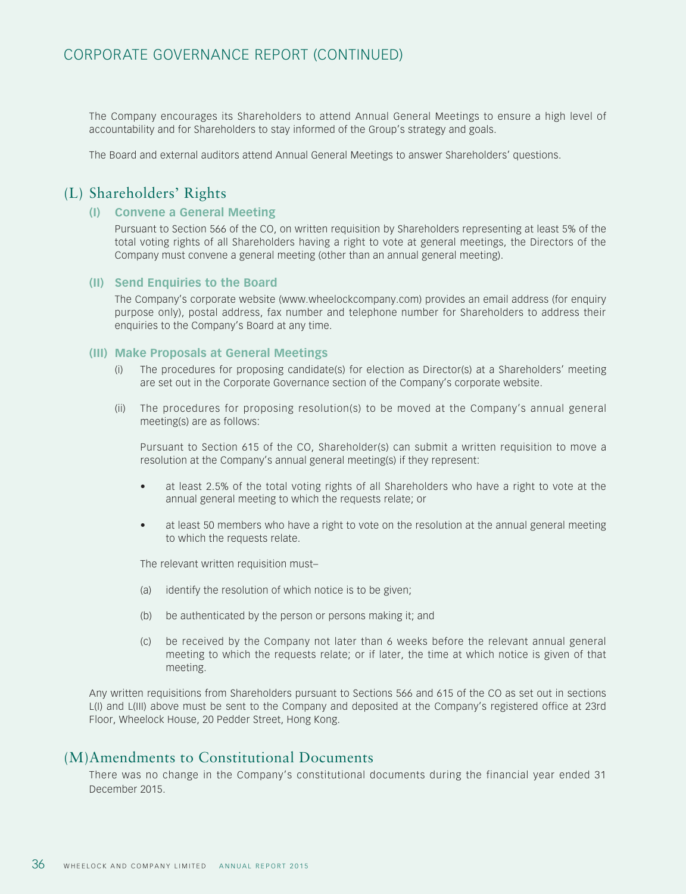The Company encourages its Shareholders to attend Annual General Meetings to ensure a high level of accountability and for Shareholders to stay informed of the Group's strategy and goals.

The Board and external auditors attend Annual General Meetings to answer Shareholders' questions.

## (L) Shareholders' Rights

### (I) Convene a General Meeting

Pursuant to Section 566 of the CO, on written requisition by Shareholders representing at least 5% of the total voting rights of all Shareholders having a right to vote at general meetings, the Directors of the Company must convene a general meeting (other than an annual general meeting).

### (II) Send Enquiries to the Board

The Company's corporate website (www.wheelockcompany.com) provides an email address (for enquiry purpose only), postal address, fax number and telephone number for Shareholders to address their enquiries to the Company's Board at any time.

### (III) Make Proposals at General Meetings

(i) The procedures for proposing candidate(s) for election as Director(s) at a Shareholders' meeting are set out in the Corporate Governance section of the Company's corporate website.

(ii) The procedures for proposing resolution(s) to be moved at the Company's annual general meeting(s) are as follows:

Pursuant to Section 615 of the CO, Shareholder(s) can submit a written requisition to move a resolution at the Company's annual general meeting(s) if they represent:

- at least 2.5% of the total voting rights of all Shareholders who have a right to vote at the annual general meeting to which the requests relate; or
- at least 50 members who have a right to vote on the resolution at the annual general meeting to which the requests relate.

The relevant written requisition must–

(a) identify the resolution of which notice is to be given;

(b) be authenticated by the person or persons making it; and

(c) be received by the Company not later than 6 weeks before the relevant annual general meeting to which the requests relate; or if later, the time at which notice is given of that meeting.

Any written requisitions from Shareholders pursuant to Sections 566 and 615 of the CO as set out in sections L(I) and L(III) above must be sent to the Company and deposited at the Company's registered office at 23rd Floor, Wheelock House, 20 Pedder Street, Hong Kong.

## (M) Amendments to Constitutional Documents

There was no change in the Company's constitutional documents during the financial year ended 31 December 2015.